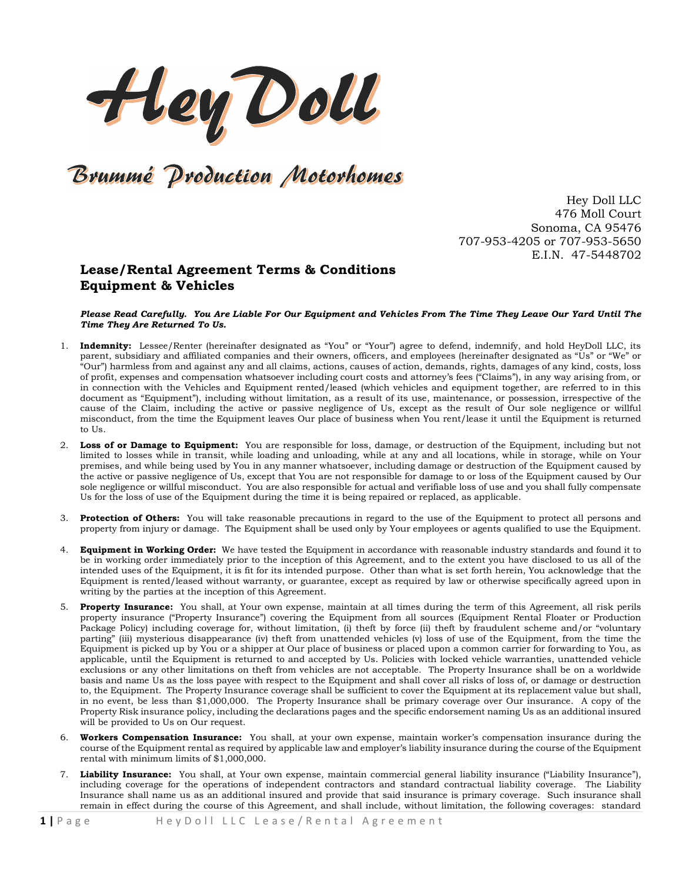# Hey Doll

## Brummé Production Motorhomes

Hey Doll LLC
476 Moll Court
Sonoma, CA 95476
707-953-4205 or 707-953-5650
E.I.N. 47-5448702

## Lease/Rental Agreement Terms & Conditions
## Equipment & Vehicles

***Please Read Carefully. You Are Liable For Our Equipment and Vehicles From The Time They Leave Our Yard Until The Time They Are Returned To Us.***

1. **Indemnity:** Lessee/Renter (hereinafter designated as "You" or "Your") agree to defend, indemnify, and hold HeyDoll LLC, its parent, subsidiary and affiliated companies and their owners, officers, and employees (hereinafter designated as "Us" or "We" or "Our") harmless from and against any and all claims, actions, causes of action, demands, rights, damages of any kind, costs, loss of profit, expenses and compensation whatsoever including court costs and attorney's fees ("Claims"), in any way arising from, or in connection with the Vehicles and Equipment rented/leased (which vehicles and equipment together, are referred to in this document as "Equipment"), including without limitation, as a result of its use, maintenance, or possession, irrespective of the cause of the Claim, including the active or passive negligence of Us, except as the result of Our sole negligence or willful misconduct, from the time the Equipment leaves Our place of business when You rent/lease it until the Equipment is returned to Us.

2. **Loss of or Damage to Equipment:** You are responsible for loss, damage, or destruction of the Equipment, including but not limited to losses while in transit, while loading and unloading, while at any and all locations, while in storage, while on Your premises, and while being used by You in any manner whatsoever, including damage or destruction of the Equipment caused by the active or passive negligence of Us, except that You are not responsible for damage to or loss of the Equipment caused by Our sole negligence or willful misconduct. You are also responsible for actual and verifiable loss of use and you shall fully compensate Us for the loss of use of the Equipment during the time it is being repaired or replaced, as applicable.

3. **Protection of Others:** You will take reasonable precautions in regard to the use of the Equipment to protect all persons and property from injury or damage. The Equipment shall be used only by Your employees or agents qualified to use the Equipment.

4. **Equipment in Working Order:** We have tested the Equipment in accordance with reasonable industry standards and found it to be in working order immediately prior to the inception of this Agreement, and to the extent you have disclosed to us all of the intended uses of the Equipment, it is fit for its intended purpose. Other than what is set forth herein, You acknowledge that the Equipment is rented/leased without warranty, or guarantee, except as required by law or otherwise specifically agreed upon in writing by the parties at the inception of this Agreement.

5. **Property Insurance:** You shall, at Your own expense, maintain at all times during the term of this Agreement, all risk perils property insurance ("Property Insurance") covering the Equipment from all sources (Equipment Rental Floater or Production Package Policy) including coverage for, without limitation, (i) theft by force (ii) theft by fraudulent scheme and/or "voluntary parting" (iii) mysterious disappearance (iv) theft from unattended vehicles (v) loss of use of the Equipment, from the time the Equipment is picked up by You or a shipper at Our place of business or placed upon a common carrier for forwarding to You, as applicable, until the Equipment is returned to and accepted by Us. Policies with locked vehicle warranties, unattended vehicle exclusions or any other limitations on theft from vehicles are not acceptable. The Property Insurance shall be on a worldwide basis and name Us as the loss payee with respect to the Equipment and shall cover all risks of loss of, or damage or destruction to, the Equipment. The Property Insurance coverage shall be sufficient to cover the Equipment at its replacement value but shall, in no event, be less than $1,000,000. The Property Insurance shall be primary coverage over Our insurance. A copy of the Property Risk insurance policy, including the declarations pages and the specific endorsement naming Us as an additional insured will be provided to Us on Our request.

6. **Workers Compensation Insurance:** You shall, at your own expense, maintain worker's compensation insurance during the course of the Equipment rental as required by applicable law and employer's liability insurance during the course of the Equipment rental with minimum limits of $1,000,000.

7. **Liability Insurance:** You shall, at Your own expense, maintain commercial general liability insurance ("Liability Insurance"), including coverage for the operations of independent contractors and standard contractual liability coverage. The Liability Insurance shall name us as an additional insured and provide that said insurance is primary coverage. Such insurance shall remain in effect during the course of this Agreement, and shall include, without limitation, the following coverages: standard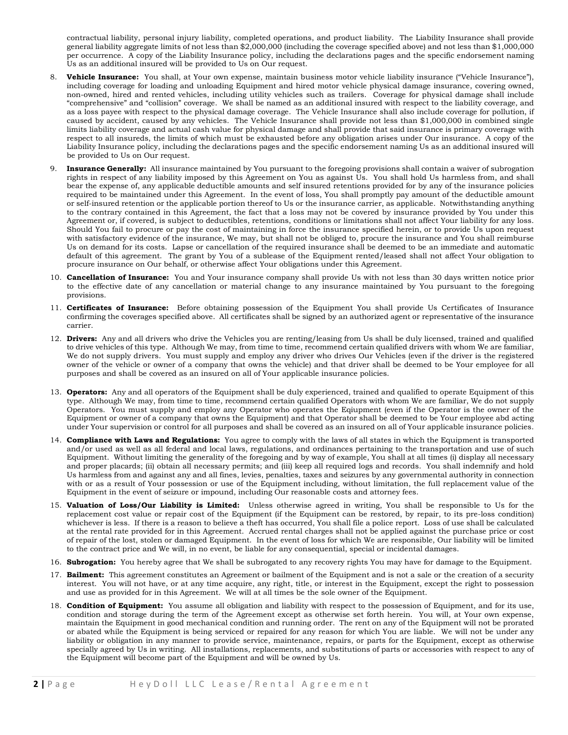contractual liability, personal injury liability, completed operations, and product liability. The Liability Insurance shall provide general liability aggregate limits of not less than $2,000,000 (including the coverage specified above) and not less than $1,000,000 per occurrence. A copy of the Liability Insurance policy, including the declarations pages and the specific endorsement naming Us as an additional insured will be provided to Us on Our request.

8. **Vehicle Insurance:** You shall, at Your own expense, maintain business motor vehicle liability insurance ("Vehicle Insurance"), including coverage for loading and unloading Equipment and hired motor vehicle physical damage insurance, covering owned, non-owned, hired and rented vehicles, including utility vehicles such as trailers. Coverage for physical damage shall include "comprehensive" and "collision" coverage. We shall be named as an additional insured with respect to the liability coverage, and as a loss payee with respect to the physical damage coverage. The Vehicle Insurance shall also include coverage for pollution, if caused by accident, caused by any vehicles. The Vehicle Insurance shall provide not less than $1,000,000 in combined single limits liability coverage and actual cash value for physical damage and shall provide that said insurance is primary coverage with respect to all insureds, the limits of which must be exhausted before any obligation arises under Our insurance. A copy of the Liability Insurance policy, including the declarations pages and the specific endorsement naming Us as an additional insured will be provided to Us on Our request.

9. **Insurance Generally:** All insurance maintained by You pursuant to the foregoing provisions shall contain a waiver of subrogation rights in respect of any liability imposed by this Agreement on You as against Us. You shall hold Us harmless from, and shall bear the expense of, any applicable deductible amounts and self insured retentions provided for by any of the insurance policies required to be maintained under this Agreement. In the event of loss, You shall promptly pay amount of the deductible amount or self-insured retention or the applicable portion thereof to Us or the insurance carrier, as applicable. Notwithstanding anything to the contrary contained in this Agreement, the fact that a loss may not be covered by insurance provided by You under this Agreement or, if covered, is subject to deductibles, retentions, conditions or limitations shall not affect Your liability for any loss. Should You fail to procure or pay the cost of maintaining in force the insurance specified herein, or to provide Us upon request with satisfactory evidence of the insurance, We may, but shall not be obliged to, procure the insurance and You shall reimburse Us on demand for its costs. Lapse or cancellation of the required insurance shall be deemed to be an immediate and automatic default of this agreement. The grant by You of a sublease of the Equipment rented/leased shall not affect Your obligation to procure insurance on Our behalf, or otherwise affect Your obligations under this Agreement.

10. **Cancellation of Insurance:** You and Your insurance company shall provide Us with not less than 30 days written notice prior to the effective date of any cancellation or material change to any insurance maintained by You pursuant to the foregoing provisions.

11. **Certificates of Insurance:** Before obtaining possession of the Equipment You shall provide Us Certificates of Insurance confirming the coverages specified above. All certificates shall be signed by an authorized agent or representative of the insurance carrier.

12. **Drivers:** Any and all drivers who drive the Vehicles you are renting/leasing from Us shall be duly licensed, trained and qualified to drive vehicles of this type. Although We may, from time to time, recommend certain qualified drivers with whom We are familiar, We do not supply drivers. You must supply and employ any driver who drives Our Vehicles (even if the driver is the registered owner of the vehicle or owner of a company that owns the vehicle) and that driver shall be deemed to be Your employee for all purposes and shall be covered as an insured on all of Your applicable insurance policies.

13. **Operators:** Any and all operators of the Equipment shall be duly experienced, trained and qualified to operate Equipment of this type. Although We may, from time to time, recommend certain qualified Operators with whom We are familiar, We do not supply Operators. You must supply and employ any Operator who operates the Eqiupment (even if the Operator is the owner of the Equipment or owner of a company that owns the Equipment) and that Operator shall be deemed to be Your employee abd acting under Your supervision or control for all purposes and shall be covered as an insured on all of Your applicable insurance policies.

14. **Compliance with Laws and Regulations:** You agree to comply with the laws of all states in which the Equipment is transported and/or used as well as all federal and local laws, regulations, and ordinances pertaining to the transportation and use of such Equipment. Without limiting the generality of the foregoing and by way of example, You shall at all times (i) display all necessary and proper placards; (ii) obtain all necessary permits; and (iii) keep all required logs and records. You shall indemnify and hold Us harmless from and against any and all fines, levies, penalties, taxes and seizures by any governmental authority in connection with or as a result of Your possession or use of the Equipment including, without limitation, the full replacement value of the Equipment in the event of seizure or impound, including Our reasonable costs and attorney fees.

15. **Valuation of Loss/Our Liability is Limited:** Unless otherwise agreed in writing, You shall be responsible to Us for the replacement cost value or repair cost of the Equipment (if the Equipment can be restored, by repair, to its pre-loss condition) whichever is less. If there is a reason to believe a theft has occurred, You shall file a police report. Loss of use shall be calculated at the rental rate provided for in this Agreement. Accrued rental charges shall not be applied against the purchase price or cost of repair of the lost, stolen or damaged Equipment. In the event of loss for which We are responsible, Our liability will be limited to the contract price and We will, in no event, be liable for any consequential, special or incidental damages.

16. **Subrogation:** You hereby agree that We shall be subrogated to any recovery rights You may have for damage to the Equipment.

17. **Bailment:** This agreement constitutes an Agreement or bailment of the Equipment and is not a sale or the creation of a security interest. You will not have, or at any time acquire, any right, title, or interest in the Equipment, except the right to possession and use as provided for in this Agreement. We will at all times be the sole owner of the Equipment.

18. **Condition of Equipment:** You assume all obligation and liability with respect to the possession of Equipment, and for its use, condition and storage during the term of the Agreement except as otherwise set forth herein. You will, at Your own expense, maintain the Equipment in good mechanical condition and running order. The rent on any of the Equipment will not be prorated or abated while the Equipment is being serviced or repaired for any reason for which You are liable. We will not be under any liability or obligation in any manner to provide service, maintenance, repairs, or parts for the Equipment, except as otherwise specially agreed by Us in writing. All installations, replacements, and substitutions of parts or accessories with respect to any of the Equipment will become part of the Equipment and will be owned by Us.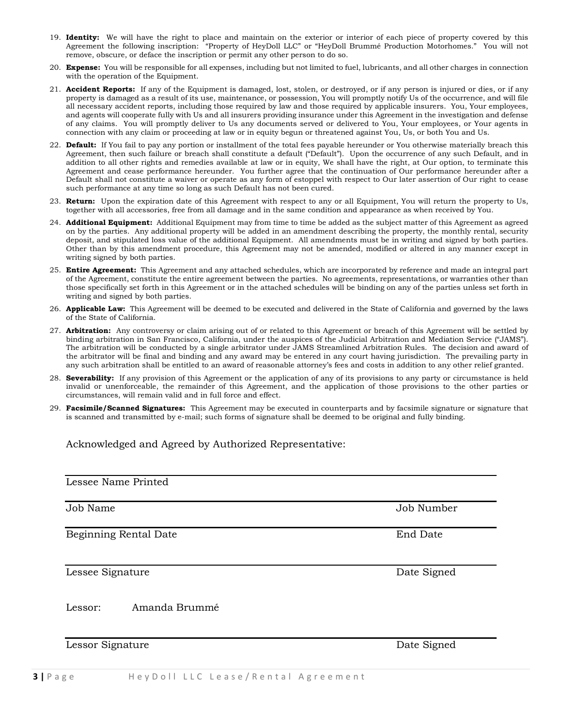19. **Identity:** We will have the right to place and maintain on the exterior or interior of each piece of property covered by this Agreement the following inscription: "Property of HeyDoll LLC" or "HeyDoll Brummé Production Motorhomes." You will not remove, obscure, or deface the inscription or permit any other person to do so.

20. **Expense:** You will be responsible for all expenses, including but not limited to fuel, lubricants, and all other charges in connection with the operation of the Equipment.

21. **Accident Reports:** If any of the Equipment is damaged, lost, stolen, or destroyed, or if any person is injured or dies, or if any property is damaged as a result of its use, maintenance, or possession, You will promptly notify Us of the occurrence, and will file all necessary accident reports, including those required by law and those required by applicable insurers. You, Your employees, and agents will cooperate fully with Us and all insurers providing insurance under this Agreement in the investigation and defense of any claims. You will promptly deliver to Us any documents served or delivered to You, Your employees, or Your agents in connection with any claim or proceeding at law or in equity begun or threatened against You, Us, or both You and Us.

22. **Default:** If You fail to pay any portion or installment of the total fees payable hereunder or You otherwise materially breach this Agreement, then such failure or breach shall constitute a default ("Default"). Upon the occurrence of any such Default, and in addition to all other rights and remedies available at law or in equity, We shall have the right, at Our option, to terminate this Agreement and cease performance hereunder. You further agree that the continuation of Our performance hereunder after a Default shall not constitute a waiver or operate as any form of estoppel with respect to Our later assertion of Our right to cease such performance at any time so long as such Default has not been cured.

23. **Return:** Upon the expiration date of this Agreement with respect to any or all Equipment, You will return the property to Us, together with all accessories, free from all damage and in the same condition and appearance as when received by You.

24. **Additional Equipment:** Additional Equipment may from time to time be added as the subject matter of this Agreement as agreed on by the parties. Any additional property will be added in an amendment describing the property, the monthly rental, security deposit, and stipulated loss value of the additional Equipment. All amendments must be in writing and signed by both parties. Other than by this amendment procedure, this Agreement may not be amended, modified or altered in any manner except in writing signed by both parties.

25. **Entire Agreement:** This Agreement and any attached schedules, which are incorporated by reference and made an integral part of the Agreement, constitute the entire agreement between the parties. No agreements, representations, or warranties other than those specifically set forth in this Agreement or in the attached schedules will be binding on any of the parties unless set forth in writing and signed by both parties.

26. **Applicable Law:** This Agreement will be deemed to be executed and delivered in the State of California and governed by the laws of the State of California.

27. **Arbitration:** Any controversy or claim arising out of or related to this Agreement or breach of this Agreement will be settled by binding arbitration in San Francisco, California, under the auspices of the Judicial Arbitration and Mediation Service ("JAMS"). The arbitration will be conducted by a single arbitrator under JAMS Streamlined Arbitration Rules. The decision and award of the arbitrator will be final and binding and any award may be entered in any court having jurisdiction. The prevailing party in any such arbitration shall be entitled to an award of reasonable attorney's fees and costs in addition to any other relief granted.

28. **Severability:** If any provision of this Agreement or the application of any of its provisions to any party or circumstance is held invalid or unenforceable, the remainder of this Agreement, and the application of those provisions to the other parties or circumstances, will remain valid and in full force and effect.

29. **Facsimile/Scanned Signatures:** This Agreement may be executed in counterparts and by facsimile signature or signature that is scanned and transmitted by e-mail; such forms of signature shall be deemed to be original and fully binding.

Acknowledged and Agreed by Authorized Representative:

\_\_\_\_\_\_\_\_\_\_\_\_\_\_\_\_\_\_\_\_\_\_\_\_\_\_\_\_\_\_\_\_\_\_\_\_\_\_\_\_

Lessee Name Printed

\_\_\_\_\_\_\_\_\_\_\_\_\_\_\_\_\_\_\_\_\_\_\_\_\_\_\_\_\_\_\_\_\_\_\_\_\_\_\_\_

Job Name　　　　　　　　　　　　　　　　Job Number

\_\_\_\_\_\_\_\_\_\_\_\_\_\_\_\_\_\_\_\_\_\_\_\_\_\_\_\_\_\_\_\_\_\_\_\_\_\_\_\_

Beginning Rental Date　　　　　　　　　　　End Date

\_\_\_\_\_\_\_\_\_\_\_\_\_\_\_\_\_\_\_\_\_\_\_\_\_\_\_\_\_\_\_\_\_\_\_\_\_\_\_\_

Lessee Signature　　　　　　　　　　　　　Date Signed

Lessor:　Amanda Brummé

\_\_\_\_\_\_\_\_\_\_\_\_\_\_\_\_\_\_\_\_\_\_\_\_\_\_\_\_\_\_\_\_\_\_\_\_\_\_\_\_

Lessor Signature　　　　　　　　　　　　　Date Signed